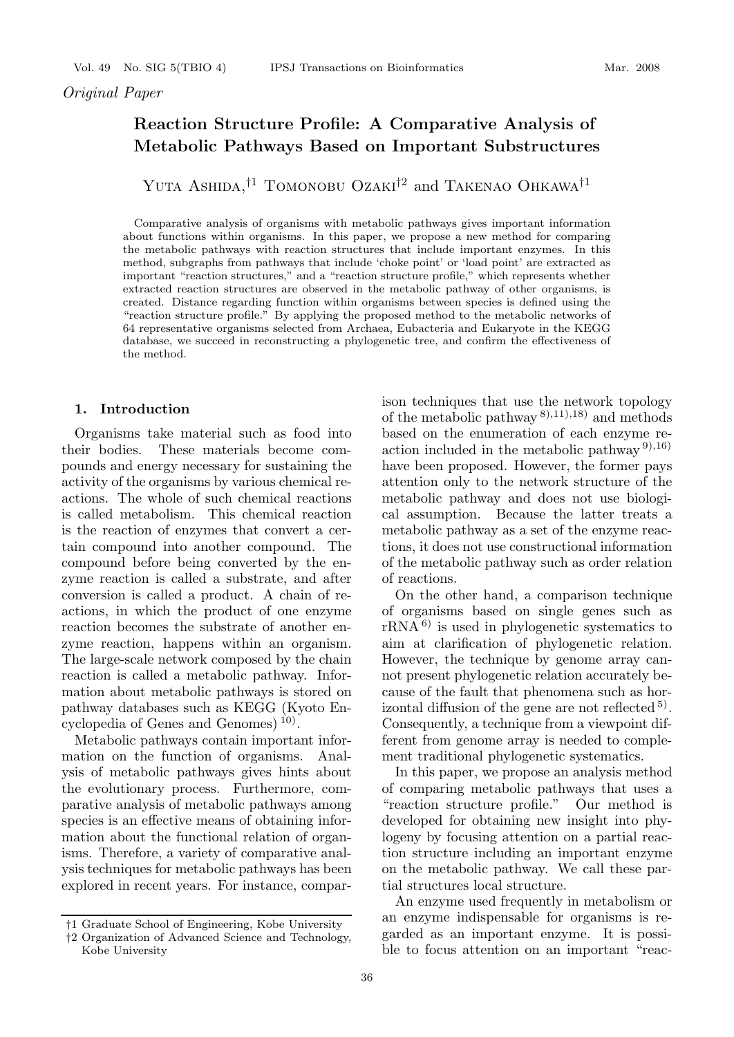*Original Paper*

# Reaction Structure Profile: A Comparative Analysis of Metabolic Pathways Based on Important Substructures

Yuta Ashida,[†1] Tomonobu Ozaki[†2] and Takenao Ohkawa[†1]

Comparative analysis of organisms with metabolic pathways gives important information about functions within organisms. In this paper, we propose a new method for comparing the metabolic pathways with reaction structures that include important enzymes. In this method, subgraphs from pathways that include 'choke point' or 'load point' are extracted as important "reaction structures," and a "reaction structure profile," which represents whether extracted reaction structures are observed in the metabolic pathway of other organisms, is created. Distance regarding function within organisms between species is defined using the "reaction structure profile." By applying the proposed method to the metabolic networks of 64 representative organisms selected from Archaea, Eubacteria and Eukaryote in the KEGG database, we succeed in reconstructing a phylogenetic tree, and confirm the effectiveness of the method.

## 1. Introduction

Organisms take material such as food into their bodies. These materials become compounds and energy necessary for sustaining the activity of the organisms by various chemical reactions. The whole of such chemical reactions is called metabolism. This chemical reaction is the reaction of enzymes that convert a certain compound into another compound. The compound before being converted by the enzyme reaction is called a substrate, and after conversion is called a product. A chain of reactions, in which the product of one enzyme reaction becomes the substrate of another enzyme reaction, happens within an organism. The large-scale network composed by the chain reaction is called a metabolic pathway. Information about metabolic pathways is stored on pathway databases such as KEGG (Kyoto Encyclopedia of Genes and Genomes)[10].

Metabolic pathways contain important information on the function of organisms. Analysis of metabolic pathways gives hints about the evolutionary process. Furthermore, comparative analysis of metabolic pathways among species is an effective means of obtaining information about the functional relation of organisms. Therefore, a variety of comparative analysis techniques for metabolic pathways has been explored in recent years. For instance, comparison techniques that use the network topology of the metabolic pathway[8),11),18)] and methods based on the enumeration of each enzyme reaction included in the metabolic pathway[9),16)] have been proposed. However, the former pays attention only to the network structure of the metabolic pathway and does not use biological assumption. Because the latter treats a metabolic pathway as a set of the enzyme reactions, it does not use constructional information of the metabolic pathway such as order relation of reactions.

On the other hand, a comparison technique of organisms based on single genes such as rRNA[6)] is used in phylogenetic systematics to aim at clarification of phylogenetic relation. However, the technique by genome array cannot present phylogenetic relation accurately because of the fault that phenomena such as horizontal diffusion of the gene are not reflected[5)]. Consequently, a technique from a viewpoint different from genome array is needed to complement traditional phylogenetic systematics.

In this paper, we propose an analysis method of comparing metabolic pathways that uses a "reaction structure profile." Our method is developed for obtaining new insight into phylogeny by focusing attention on a partial reaction structure including an important enzyme on the metabolic pathway. We call these partial structures local structure.

An enzyme used frequently in metabolism or an enzyme indispensable for organisms is regarded as an important enzyme. It is possible to focus attention on an important "reac-

†1 Graduate School of Engineering, Kobe University
†2 Organization of Advanced Science and Technology, Kobe University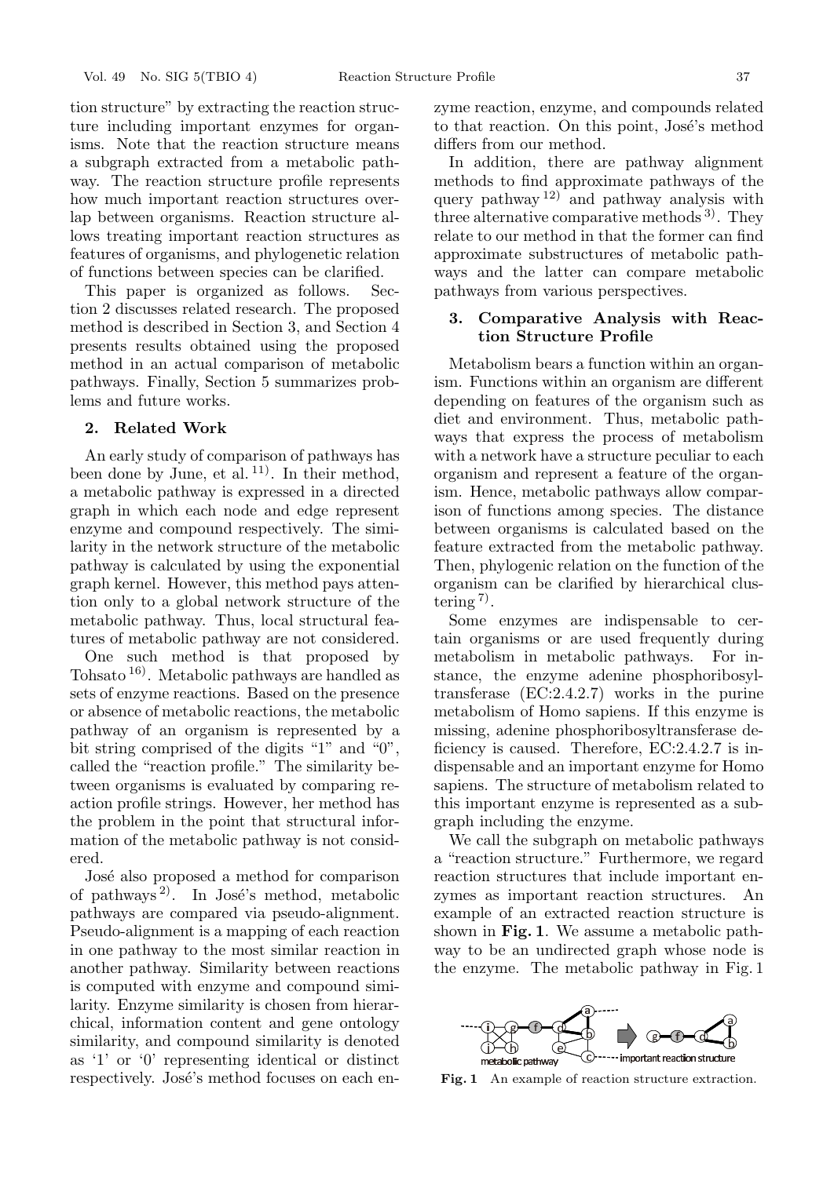tion structure" by extracting the reaction structure including important enzymes for organisms. Note that the reaction structure means a subgraph extracted from a metabolic pathway. The reaction structure profile represents how much important reaction structures overlap between organisms. Reaction structure allows treating important reaction structures as features of organisms, and phylogenetic relation of functions between species can be clarified.

This paper is organized as follows. Section 2 discusses related research. The proposed method is described in Section 3, and Section 4 presents results obtained using the proposed method in an actual comparison of metabolic pathways. Finally, Section 5 summarizes problems and future works.

## 2. Related Work

An early study of comparison of pathways has been done by June, et al. [11]. In their method, a metabolic pathway is expressed in a directed graph in which each node and edge represent enzyme and compound respectively. The similarity in the network structure of the metabolic pathway is calculated by using the exponential graph kernel. However, this method pays attention only to a global network structure of the metabolic pathway. Thus, local structural features of metabolic pathway are not considered.

One such method is that proposed by Tohsato [16]. Metabolic pathways are handled as sets of enzyme reactions. Based on the presence or absence of metabolic reactions, the metabolic pathway of an organism is represented by a bit string comprised of the digits "1" and "0", called the "reaction profile." The similarity between organisms is evaluated by comparing reaction profile strings. However, her method has the problem in the point that structural information of the metabolic pathway is not considered.

José also proposed a method for comparison of pathways [2]. In José's method, metabolic pathways are compared via pseudo-alignment. Pseudo-alignment is a mapping of each reaction in one pathway to the most similar reaction in another pathway. Similarity between reactions is computed with enzyme and compound similarity. Enzyme similarity is chosen from hierarchical, information content and gene ontology similarity, and compound similarity is denoted as '1' or '0' representing identical or distinct respectively. José's method focuses on each enzyme reaction, enzyme, and compounds related to that reaction. On this point, José's method differs from our method.

In addition, there are pathway alignment methods to find approximate pathways of the query pathway [12] and pathway analysis with three alternative comparative methods [3]. They relate to our method in that the former can find approximate substructures of metabolic pathways and the latter can compare metabolic pathways from various perspectives.

## 3. Comparative Analysis with Reaction Structure Profile

Metabolism bears a function within an organism. Functions within an organism are different depending on features of the organism such as diet and environment. Thus, metabolic pathways that express the process of metabolism with a network have a structure peculiar to each organism and represent a feature of the organism. Hence, metabolic pathways allow comparison of functions among species. The distance between organisms is calculated based on the feature extracted from the metabolic pathway. Then, phylogenic relation on the function of the organism can be clarified by hierarchical clustering [7].

Some enzymes are indispensable to certain organisms or are used frequently during metabolism in metabolic pathways. For instance, the enzyme adenine phosphoribosyltransferase (EC:2.4.2.7) works in the purine metabolism of Homo sapiens. If this enzyme is missing, adenine phosphoribosyltransferase deficiency is caused. Therefore, EC:2.4.2.7 is indispensable and an important enzyme for Homo sapiens. The structure of metabolism related to this important enzyme is represented as a subgraph including the enzyme.

We call the subgraph on metabolic pathways a "reaction structure." Furthermore, we regard reaction structures that include important enzymes as important reaction structures. An example of an extracted reaction structure is shown in **Fig. 1**. We assume a metabolic pathway to be an undirected graph whose node is the enzyme. The metabolic pathway in Fig. 1

**Fig. 1** An example of reaction structure extraction.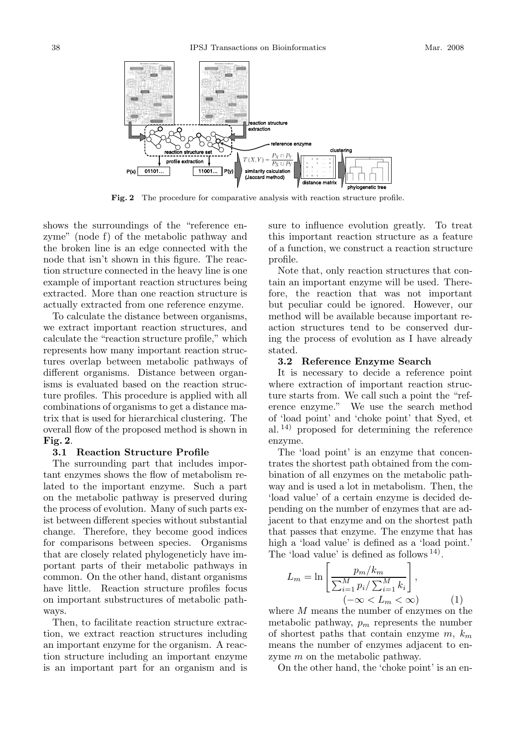Fig. 2 The procedure for comparative analysis with reaction structure profile.

shows the surroundings of the "reference enzyme" (node f) of the metabolic pathway and the broken line is an edge connected with the node that isn't shown in this figure. The reaction structure connected in the heavy line is one example of important reaction structures being extracted. More than one reaction structure is actually extracted from one reference enzyme.

To calculate the distance between organisms, we extract important reaction structures, and calculate the "reaction structure profile," which represents how many important reaction structures overlap between metabolic pathways of different organisms. Distance between organisms is evaluated based on the reaction structure profiles. This procedure is applied with all combinations of organisms to get a distance matrix that is used for hierarchical clustering. The overall flow of the proposed method is shown in **Fig. 2**.

### 3.1 Reaction Structure Profile

The surrounding part that includes important enzymes shows the flow of metabolism related to the important enzyme. Such a part on the metabolic pathway is preserved during the process of evolution. Many of such parts exist between different species without substantial change. Therefore, they become good indices for comparisons between species. Organisms that are closely related phylogeneticly have important parts of their metabolic pathways in common. On the other hand, distant organisms have little. Reaction structure profiles focus on important substructures of metabolic pathways.

Then, to facilitate reaction structure extraction, we extract reaction structures including an important enzyme for the organism. A reaction structure including an important enzyme is an important part for an organism and is sure to influence evolution greatly. To treat this important reaction structure as a feature of a function, we construct a reaction structure profile.

Note that, only reaction structures that contain an important enzyme will be used. Therefore, the reaction that was not important but peculiar could be ignored. However, our method will be available because important reaction structures tend to be conserved during the process of evolution as I have already stated.

### 3.2 Reference Enzyme Search

It is necessary to decide a reference point where extraction of important reaction structure starts from. We call such a point the "reference enzyme." We use the search method of 'load point' and 'choke point' that Syed, et al.[14] proposed for determining the reference enzyme.

The 'load point' is an enzyme that concentrates the shortest path obtained from the combination of all enzymes on the metabolic pathway and is used a lot in metabolism. Then, the 'load value' of a certain enzyme is decided depending on the number of enzymes that are adjacent to that enzyme and on the shortest path that passes that enzyme. The enzyme that has high a 'load value' is defined as a 'load point.' The 'load value' is defined as follows[14].

$$L_m = \ln\left[\frac{p_m/k_m}{\sum_{i=1}^{M} p_i / \sum_{i=1}^{M} k_i}\right], \quad (-\infty < L_m < \infty) \tag{1}$$

where $M$ means the number of enzymes on the metabolic pathway, $p_m$ represents the number of shortest paths that contain enzyme $m$, $k_m$ means the number of enzymes adjacent to enzyme $m$ on the metabolic pathway.

On the other hand, the 'choke point' is an en-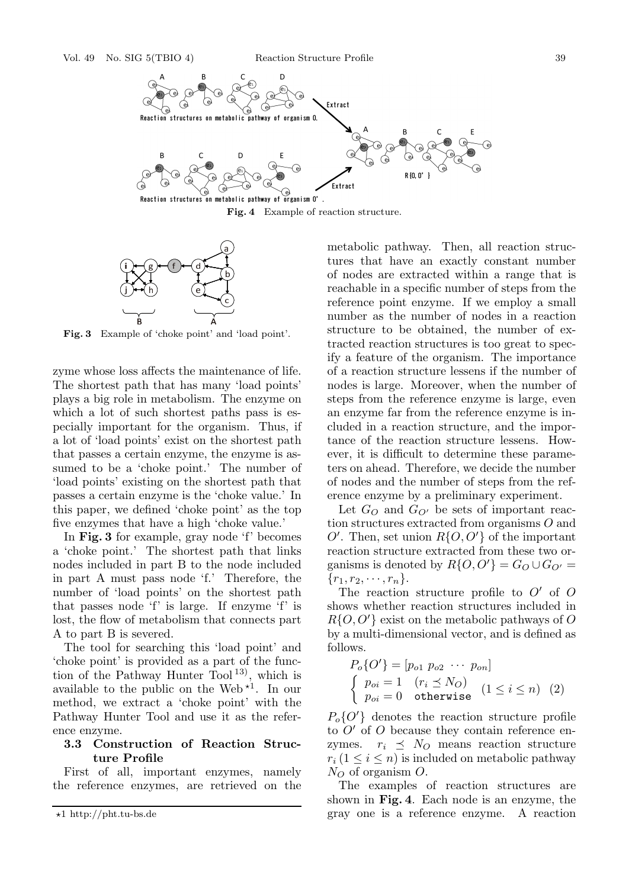Fig. 4 Example of reaction structure.

Fig. 3 Example of 'choke point' and 'load point'.

zyme whose loss affects the maintenance of life. The shortest path that has many 'load points' plays a big role in metabolism. The enzyme on which a lot of such shortest paths pass is especially important for the organism. Thus, if a lot of 'load points' exist on the shortest path that passes a certain enzyme, the enzyme is assumed to be a 'choke point.' The number of 'load points' existing on the shortest path that passes a certain enzyme is the 'choke value.' In this paper, we defined 'choke point' as the top five enzymes that have a high 'choke value.'

In **Fig. 3** for example, gray node 'f' becomes a 'choke point.' The shortest path that links nodes included in part B to the node included in part A must pass node 'f.' Therefore, the number of 'load points' on the shortest path that passes node 'f' is large. If enzyme 'f' is lost, the flow of metabolism that connects part A to part B is severed.

The tool for searching this 'load point' and 'choke point' is provided as a part of the function of the Pathway Hunter Tool[13], which is available to the public on the Web[⋆1]. In our method, we extract a 'choke point' with the Pathway Hunter Tool and use it as the reference enzyme.

### 3.3 Construction of Reaction Structure Profile

First of all, important enzymes, namely the reference enzymes, are retrieved on the metabolic pathway. Then, all reaction structures that have an exactly constant number of nodes are extracted within a range that is reachable in a specific number of steps from the reference point enzyme. If we employ a small number as the number of nodes in a reaction structure to be obtained, the number of extracted reaction structures is too great to specify a feature of the organism. The importance of a reaction structure lessens if the number of nodes is large. Moreover, when the number of steps from the reference enzyme is large, even an enzyme far from the reference enzyme is included in a reaction structure, and the importance of the reaction structure lessens. However, it is difficult to determine these parameters on ahead. Therefore, we decide the number of nodes and the number of steps from the reference enzyme by a preliminary experiment.

Let $G_O$ and $G_{O'}$ be sets of important reaction structures extracted from organisms $O$ and $O'$. Then, set union $R\{O, O'\}$ of the important reaction structure extracted from these two organisms is denoted by $R\{O, O'\} = G_O \cup G_{O'} = \{r_1, r_2, \cdots, r_n\}$.

The reaction structure profile to $O'$ of $O$ shows whether reaction structures included in $R\{O, O'\}$ exist on the metabolic pathways of $O$ by a multi-dimensional vector, and is defined as follows.

$$P_o\{O'\} = [p_{o1}\ p_{o2}\ \cdots\ p_{on}]$$
$$\begin{cases} p_{oi} = 1 & (r_i \preceq N_O) \\ p_{oi} = 0 & \texttt{otherwise} \end{cases} \quad (1 \leq i \leq n) \quad (2)$$

$P_o\{O'\}$ denotes the reaction structure profile to $O'$ of $O$ because they contain reference enzymes. $r_i \preceq N_O$ means reaction structure $r_i\,(1 \leq i \leq n)$ is included on metabolic pathway $N_O$ of organism $O$.

The examples of reaction structures are shown in **Fig. 4**. Each node is an enzyme, the gray one is a reference enzyme. A reaction

⋆1 http://pht.tu-bs.de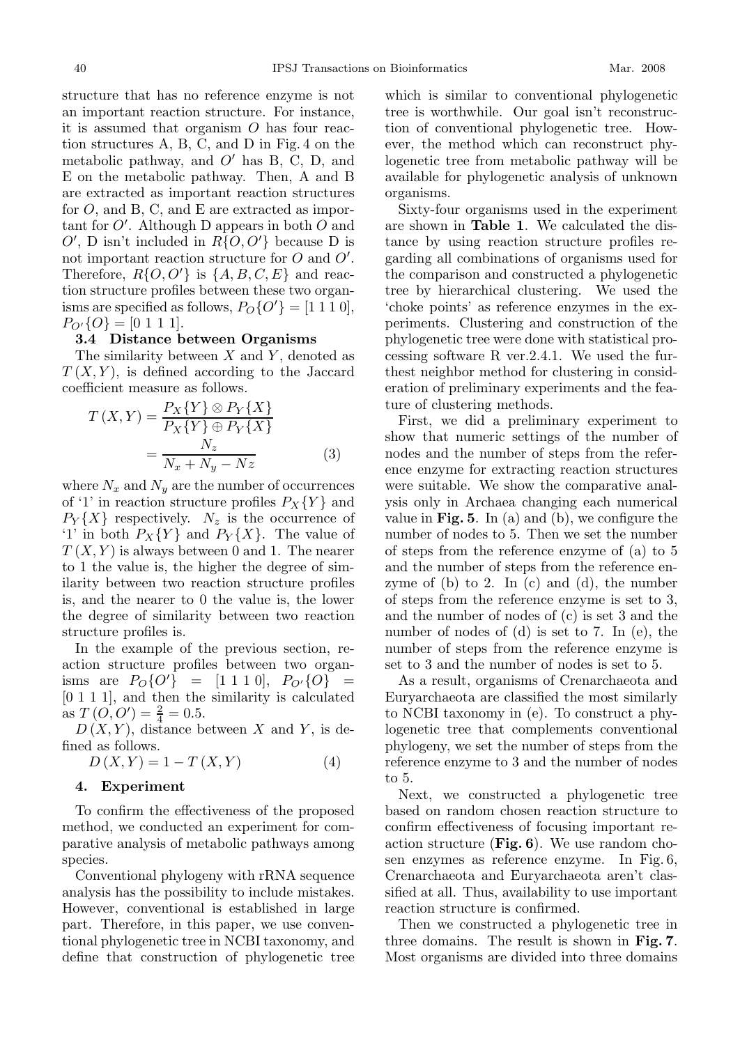structure that has no reference enzyme is not an important reaction structure. For instance, it is assumed that organism $O$ has four reaction structures A, B, C, and D in Fig. 4 on the metabolic pathway, and $O'$ has B, C, D, and E on the metabolic pathway. Then, A and B are extracted as important reaction structures for $O$, and B, C, and E are extracted as important for $O'$. Although D appears in both $O$ and $O'$, D isn't included in $R\{O, O'\}$ because D is not important reaction structure for $O$ and $O'$. Therefore, $R\{O, O'\}$ is $\{A, B, C, E\}$ and reaction structure profiles between these two organisms are specified as follows, $P_O\{O'\} = [1\ 1\ 1\ 0]$, $P_{O'}\{O\} = [0\ 1\ 1\ 1]$.

### 3.4 Distance between Organisms

The similarity between $X$ and $Y$, denoted as $T(X, Y)$, is defined according to the Jaccard coefficient measure as follows.

$$T(X, Y) = \frac{P_X\{Y\} \otimes P_Y\{X\}}{P_X\{Y\} \oplus P_Y\{X\}} = \frac{N_z}{N_x + N_y - Nz} \quad (3)$$

where $N_x$ and $N_y$ are the number of occurrences of '1' in reaction structure profiles $P_X\{Y\}$ and $P_Y\{X\}$ respectively. $N_z$ is the occurrence of '1' in both $P_X\{Y\}$ and $P_Y\{X\}$. The value of $T(X, Y)$ is always between 0 and 1. The nearer to 1 the value is, the higher the degree of similarity between two reaction structure profiles is, and the nearer to 0 the value is, the lower the degree of similarity between two reaction structure profiles is.

In the example of the previous section, reaction structure profiles between two organisms are $P_O\{O'\} = [1\ 1\ 1\ 0]$, $P_{O'}\{O\} = [0\ 1\ 1\ 1]$, and then the similarity is calculated as $T(O, O') = \frac{2}{4} = 0.5$.

$D(X, Y)$, distance between $X$ and $Y$, is defined as follows.

$$D(X, Y) = 1 - T(X, Y) \quad (4)$$

## 4. Experiment

To confirm the effectiveness of the proposed method, we conducted an experiment for comparative analysis of metabolic pathways among species.

Conventional phylogeny with rRNA sequence analysis has the possibility to include mistakes. However, conventional is established in large part. Therefore, in this paper, we use conventional phylogenetic tree in NCBI taxonomy, and define that construction of phylogenetic tree which is similar to conventional phylogenetic tree is worthwhile. Our goal isn't reconstruction of conventional phylogenetic tree. However, the method which can reconstruct phylogenetic tree from metabolic pathway will be available for phylogenetic analysis of unknown organisms.

Sixty-four organisms used in the experiment are shown in **Table 1**. We calculated the distance by using reaction structure profiles regarding all combinations of organisms used for the comparison and constructed a phylogenetic tree by hierarchical clustering. We used the 'choke points' as reference enzymes in the experiments. Clustering and construction of the phylogenetic tree were done with statistical processing software R ver.2.4.1. We used the furthest neighbor method for clustering in consideration of preliminary experiments and the feature of clustering methods.

First, we did a preliminary experiment to show that numeric settings of the number of nodes and the number of steps from the reference enzyme for extracting reaction structures were suitable. We show the comparative analysis only in Archaea changing each numerical value in **Fig. 5**. In (a) and (b), we configure the number of nodes to 5. Then we set the number of steps from the reference enzyme of (a) to 5 and the number of steps from the reference enzyme of (b) to 2. In (c) and (d), the number of steps from the reference enzyme is set to 3, and the number of nodes of (c) is set 3 and the number of nodes of (d) is set to 7. In (e), the number of steps from the reference enzyme is set to 3 and the number of nodes is set to 5.

As a result, organisms of Crenarchaeota and Euryarchaeota are classified the most similarly to NCBI taxonomy in (e). To construct a phylogenetic tree that complements conventional phylogeny, we set the number of steps from the reference enzyme to 3 and the number of nodes to 5.

Next, we constructed a phylogenetic tree based on random chosen reaction structure to confirm effectiveness of focusing important reaction structure (**Fig. 6**). We use random chosen enzymes as reference enzyme. In Fig. 6, Crenarchaeota and Euryarchaeota aren't classified at all. Thus, availability to use important reaction structure is confirmed.

Then we constructed a phylogenetic tree in three domains. The result is shown in **Fig. 7**. Most organisms are divided into three domains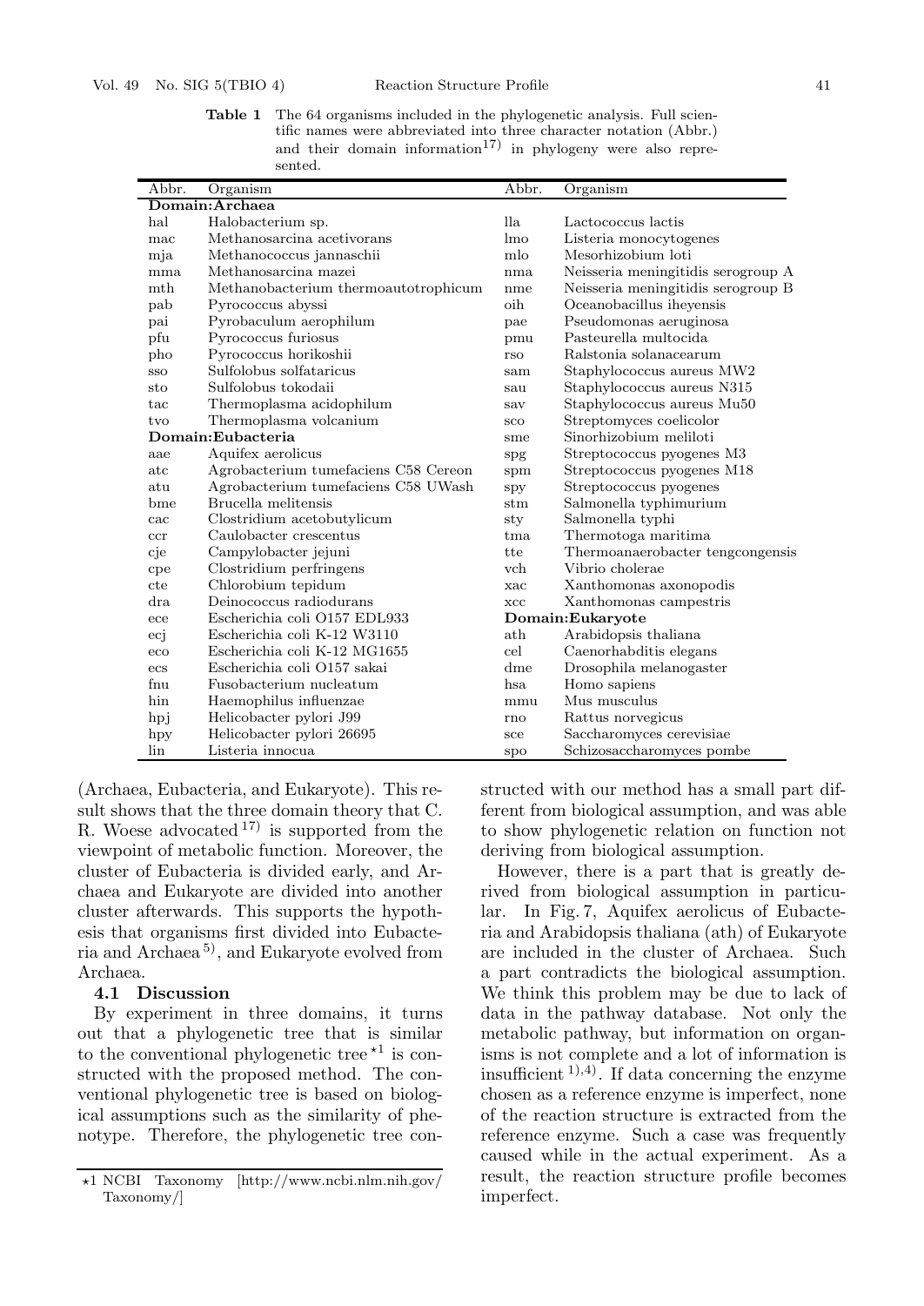**Table 1** The 64 organisms included in the phylogenetic analysis. Full scientific names were abbreviated into three character notation (Abbr.) and their domain information[17] in phylogeny were also represented.

| Abbr. | Organism | Abbr. | Organism |
|---|---|---|---|
| **Domain:Archaea** | | lla | Lactococcus lactis |
| hal | Halobacterium sp. | lmo | Listeria monocytogenes |
| mac | Methanosarcina acetivorans | mlo | Mesorhizobium loti |
| mja | Methanococcus jannaschii | nma | Neisseria meningitidis serogroup A |
| mma | Methanosarcina mazei | nme | Neisseria meningitidis serogroup B |
| mth | Methanobacterium thermoautotrophicum | oih | Oceanobacillus iheyensis |
| pab | Pyrococcus abyssi | pae | Pseudomonas aeruginosa |
| pai | Pyrobaculum aerophilum | pmu | Pasteurella multocida |
| pfu | Pyrococcus furiosus | rso | Ralstonia solanacearum |
| pho | Pyrococcus horikoshii | sam | Staphylococcus aureus MW2 |
| sso | Sulfolobus solfataricus | sau | Staphylococcus aureus N315 |
| sto | Sulfolobus tokodaii | sav | Staphylococcus aureus Mu50 |
| tac | Thermoplasma acidophilum | sco | Streptomyces coelicolor |
| tvo | Thermoplasma volcanium | sme | Sinorhizobium meliloti |
| **Domain:Eubacteria** | | spg | Streptococcus pyogenes M3 |
| aae | Aquifex aerolicus | spm | Streptococcus pyogenes M18 |
| atc | Agrobacterium tumefaciens C58 Cereon | spy | Streptococcus pyogenes |
| atu | Agrobacterium tumefaciens C58 UWash | stm | Salmonella typhimurium |
| bme | Brucella melitensis | sty | Salmonella typhi |
| cac | Clostridium acetobutylicum | tma | Thermotoga maritima |
| ccr | Caulobacter crescentus | tte | Thermoanaerobacter tengcongensis |
| cje | Campylobacter jejuni | vch | Vibrio cholerae |
| cpe | Clostridium perfringens | xac | Xanthomonas axonopodis |
| cte | Chlorobium tepidum | xcc | Xanthomonas campestris |
| dra | Deinococcus radiodurans | **Domain:Eukaryote** | |
| ece | Escherichia coli O157 EDL933 | ath | Arabidopsis thaliana |
| ecj | Escherichia coli K-12 W3110 | cel | Caenorhabditis elegans |
| eco | Escherichia coli K-12 MG1655 | dme | Drosophila melanogaster |
| ecs | Escherichia coli O157 sakai | hsa | Homo sapiens |
| fnu | Fusobacterium nucleatum | mmu | Mus musculus |
| hin | Haemophilus influenzae | rno | Rattus norvegicus |
| hpj | Helicobacter pylori J99 | sce | Saccharomyces cerevisiae |
| hpy | Helicobacter pylori 26695 | spo | Schizosaccharomyces pombe |
| lin | Listeria innocua | | |

(Archaea, Eubacteria, and Eukaryote). This result shows that the three domain theory that C. R. Woese advocated[17] is supported from the viewpoint of metabolic function. Moreover, the cluster of Eubacteria is divided early, and Archaea and Eukaryote are divided into another cluster afterwards. This supports the hypothesis that organisms first divided into Eubacteria and Archaea[5], and Eukaryote evolved from Archaea.

### 4.1 Discussion

By experiment in three domains, it turns out that a phylogenetic tree that is similar to the conventional phylogenetic tree[⋆1] is constructed with the proposed method. The conventional phylogenetic tree is based on biological assumptions such as the similarity of phenotype. Therefore, the phylogenetic tree constructed with our method has a small part different from biological assumption, and was able to show phylogenetic relation on function not deriving from biological assumption.

However, there is a part that is greatly derived from biological assumption in particular. In Fig. 7, Aquifex aerolicus of Eubacteria and Arabidopsis thaliana (ath) of Eukaryote are included in the cluster of Archaea. Such a part contradicts the biological assumption. We think this problem may be due to lack of data in the pathway database. Not only the metabolic pathway, but information on organisms is not complete and a lot of information is insufficient[1),4)]. If data concerning the enzyme chosen as a reference enzyme is imperfect, none of the reaction structure is extracted from the reference enzyme. Such a case was frequently caused while in the actual experiment. As a result, the reaction structure profile becomes imperfect.

⋆1 NCBI Taxonomy [http://www.ncbi.nlm.nih.gov/Taxonomy/]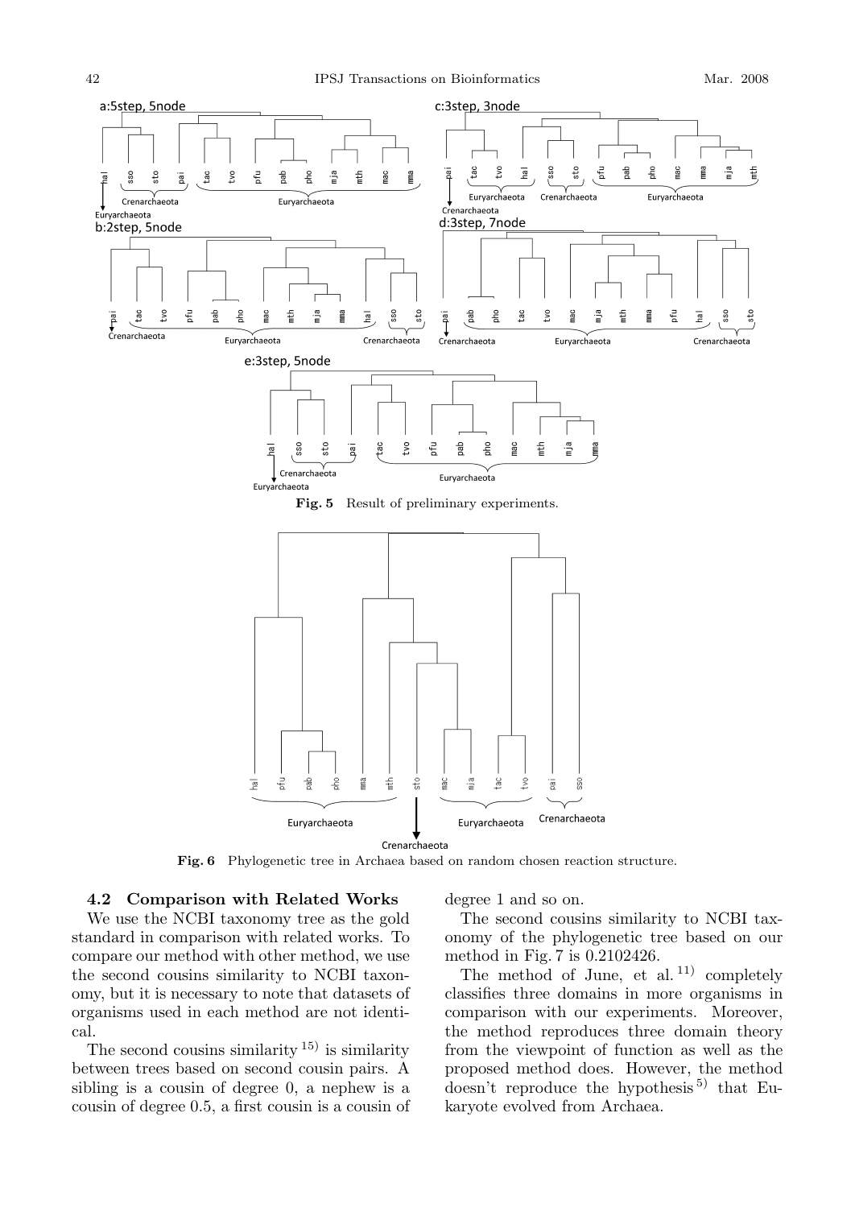Fig. 5 Result of preliminary experiments.

Fig. 6 Phylogenetic tree in Archaea based on random chosen reaction structure.

### 4.2 Comparison with Related Works

We use the NCBI taxonomy tree as the gold standard in comparison with related works. To compare our method with other method, we use the second cousins similarity to NCBI taxonomy, but it is necessary to note that datasets of organisms used in each method are not identical.

The second cousins similarity [15] is similarity between trees based on second cousin pairs. A sibling is a cousin of degree 0, a nephew is a cousin of degree 0.5, a first cousin is a cousin of degree 1 and so on.

The second cousins similarity to NCBI taxonomy of the phylogenetic tree based on our method in Fig. 7 is 0.2102426.

The method of June, et al. [11] completely classifies three domains in more organisms in comparison with our experiments. Moreover, the method reproduces three domain theory from the viewpoint of function as well as the proposed method does. However, the method doesn't reproduce the hypothesis [5] that Eukaryote evolved from Archaea.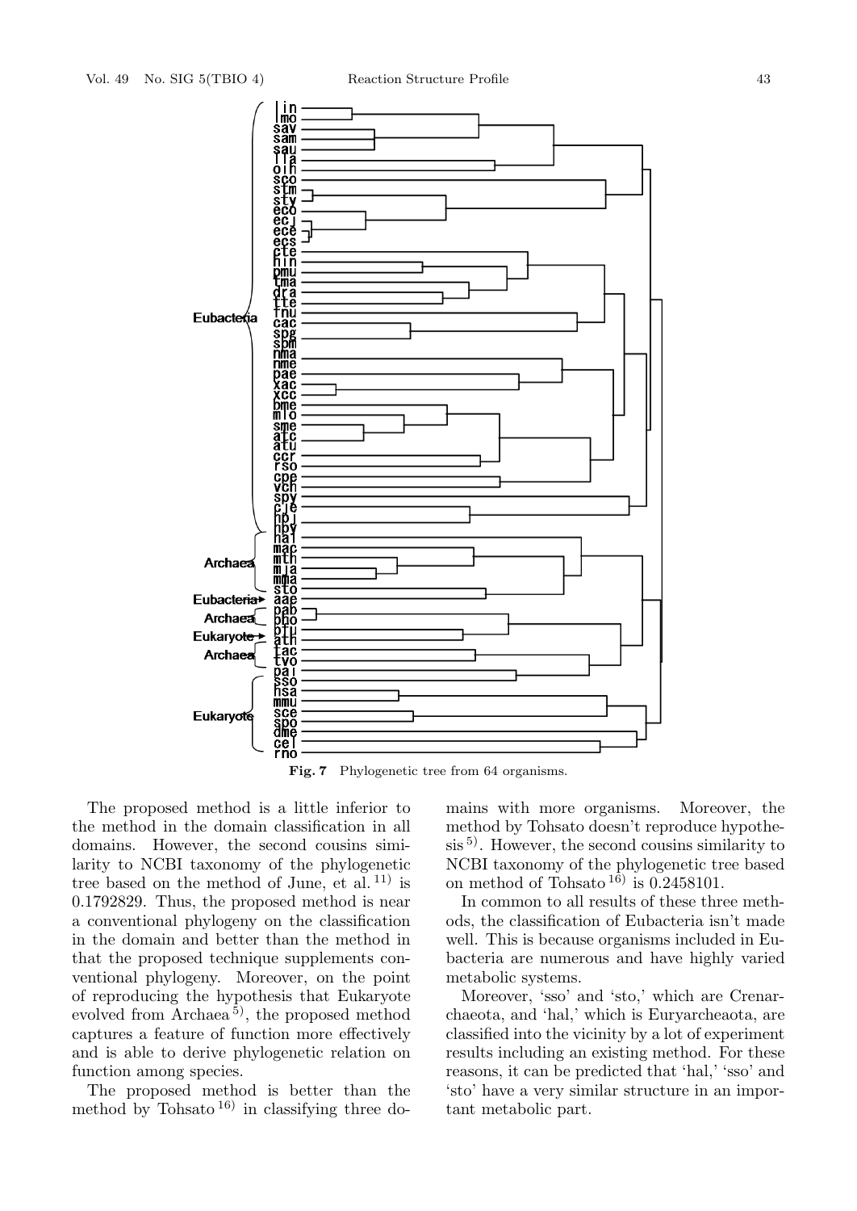Fig. 7 Phylogenetic tree from 64 organisms.

The proposed method is a little inferior to the method in the domain classification in all domains. However, the second cousins similarity to NCBI taxonomy of the phylogenetic tree based on the method of June, et al.[11] is 0.1792829. Thus, the proposed method is near a conventional phylogeny on the classification in the domain and better than the method in that the proposed technique supplements conventional phylogeny. Moreover, on the point of reproducing the hypothesis that Eukaryote evolved from Archaea[5], the proposed method captures a feature of function more effectively and is able to derive phylogenetic relation on function among species.

The proposed method is better than the method by Tohsato[16] in classifying three domains with more organisms. Moreover, the method by Tohsato doesn't reproduce hypothesis[5]. However, the second cousins similarity to NCBI taxonomy of the phylogenetic tree based on method of Tohsato[16] is 0.2458101.

In common to all results of these three methods, the classification of Eubacteria isn't made well. This is because organisms included in Eubacteria are numerous and have highly varied metabolic systems.

Moreover, 'sso' and 'sto,' which are Crenarchaeota, and 'hal,' which is Euryarcheaota, are classified into the vicinity by a lot of experiment results including an existing method. For these reasons, it can be predicted that 'hal,' 'sso' and 'sto' have a very similar structure in an important metabolic part.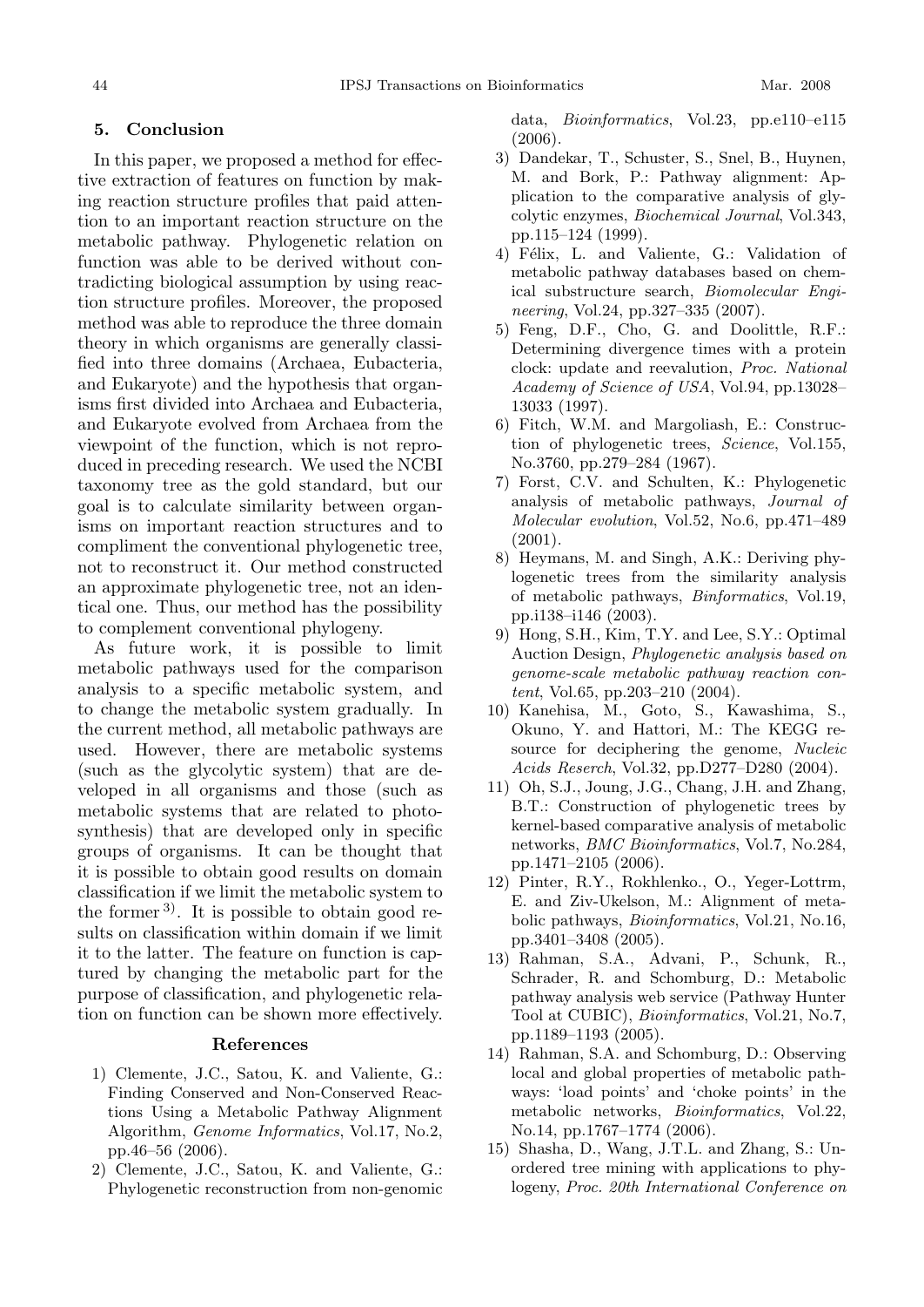## 5. Conclusion

In this paper, we proposed a method for effective extraction of features on function by making reaction structure profiles that paid attention to an important reaction structure on the metabolic pathway. Phylogenetic relation on function was able to be derived without contradicting biological assumption by using reaction structure profiles. Moreover, the proposed method was able to reproduce the three domain theory in which organisms are generally classified into three domains (Archaea, Eubacteria, and Eukaryote) and the hypothesis that organisms first divided into Archaea and Eubacteria, and Eukaryote evolved from Archaea from the viewpoint of the function, which is not reproduced in preceding research. We used the NCBI taxonomy tree as the gold standard, but our goal is to calculate similarity between organisms on important reaction structures and to compliment the conventional phylogenetic tree, not to reconstruct it. Our method constructed an approximate phylogenetic tree, not an identical one. Thus, our method has the possibility to complement conventional phylogeny.

As future work, it is possible to limit metabolic pathways used for the comparison analysis to a specific metabolic system, and to change the metabolic system gradually. In the current method, all metabolic pathways are used. However, there are metabolic systems (such as the glycolytic system) that are developed in all organisms and those (such as metabolic systems that are related to photosynthesis) that are developed only in specific groups of organisms. It can be thought that it is possible to obtain good results on domain classification if we limit the metabolic system to the former [3]. It is possible to obtain good results on classification within domain if we limit it to the latter. The feature on function is captured by changing the metabolic part for the purpose of classification, and phylogenetic relation on function can be shown more effectively.

### References

1) Clemente, J.C., Satou, K. and Valiente, G.: Finding Conserved and Non-Conserved Reactions Using a Metabolic Pathway Alignment Algorithm, *Genome Informatics*, Vol.17, No.2, pp.46–56 (2006).
2) Clemente, J.C., Satou, K. and Valiente, G.: Phylogenetic reconstruction from non-genomic data, *Bioinformatics*, Vol.23, pp.e110–e115 (2006).
3) Dandekar, T., Schuster, S., Snel, B., Huynen, M. and Bork, P.: Pathway alignment: Application to the comparative analysis of glycolytic enzymes, *Biochemical Journal*, Vol.343, pp.115–124 (1999).
4) Félix, L. and Valiente, G.: Validation of metabolic pathway databases based on chemical substructure search, *Biomolecular Engineering*, Vol.24, pp.327–335 (2007).
5) Feng, D.F., Cho, G. and Doolittle, R.F.: Determining divergence times with a protein clock: update and reevalution, *Proc. National Academy of Science of USA*, Vol.94, pp.13028–13033 (1997).
6) Fitch, W.M. and Margoliash, E.: Construction of phylogenetic trees, *Science*, Vol.155, No.3760, pp.279–284 (1967).
7) Forst, C.V. and Schulten, K.: Phylogenetic analysis of metabolic pathways, *Journal of Molecular evolution*, Vol.52, No.6, pp.471–489 (2001).
8) Heymans, M. and Singh, A.K.: Deriving phylogenetic trees from the similarity analysis of metabolic pathways, *Binformatics*, Vol.19, pp.i138–i146 (2003).
9) Hong, S.H., Kim, T.Y. and Lee, S.Y.: Optimal Auction Design, *Phylogenetic analysis based on genome-scale metabolic pathway reaction content*, Vol.65, pp.203–210 (2004).
10) Kanehisa, M., Goto, S., Kawashima, S., Okuno, Y. and Hattori, M.: The KEGG resource for deciphering the genome, *Nucleic Acids Reserch*, Vol.32, pp.D277–D280 (2004).
11) Oh, S.J., Joung, J.G., Chang, J.H. and Zhang, B.T.: Construction of phylogenetic trees by kernel-based comparative analysis of metabolic networks, *BMC Bioinformatics*, Vol.7, No.284, pp.1471–2105 (2006).
12) Pinter, R.Y., Rokhlenko., O., Yeger-Lottrm, E. and Ziv-Ukelson, M.: Alignment of metabolic pathways, *Bioinformatics*, Vol.21, No.16, pp.3401–3408 (2005).
13) Rahman, S.A., Advani, P., Schunk, R., Schrader, R. and Schomburg, D.: Metabolic pathway analysis web service (Pathway Hunter Tool at CUBIC), *Bioinformatics*, Vol.21, No.7, pp.1189–1193 (2005).
14) Rahman, S.A. and Schomburg, D.: Observing local and global properties of metabolic pathways: 'load points' and 'choke points' in the metabolic networks, *Bioinformatics*, Vol.22, No.14, pp.1767–1774 (2006).
15) Shasha, D., Wang, J.T.L. and Zhang, S.: Unordered tree mining with applications to phylogeny, *Proc. 20th International Conference on*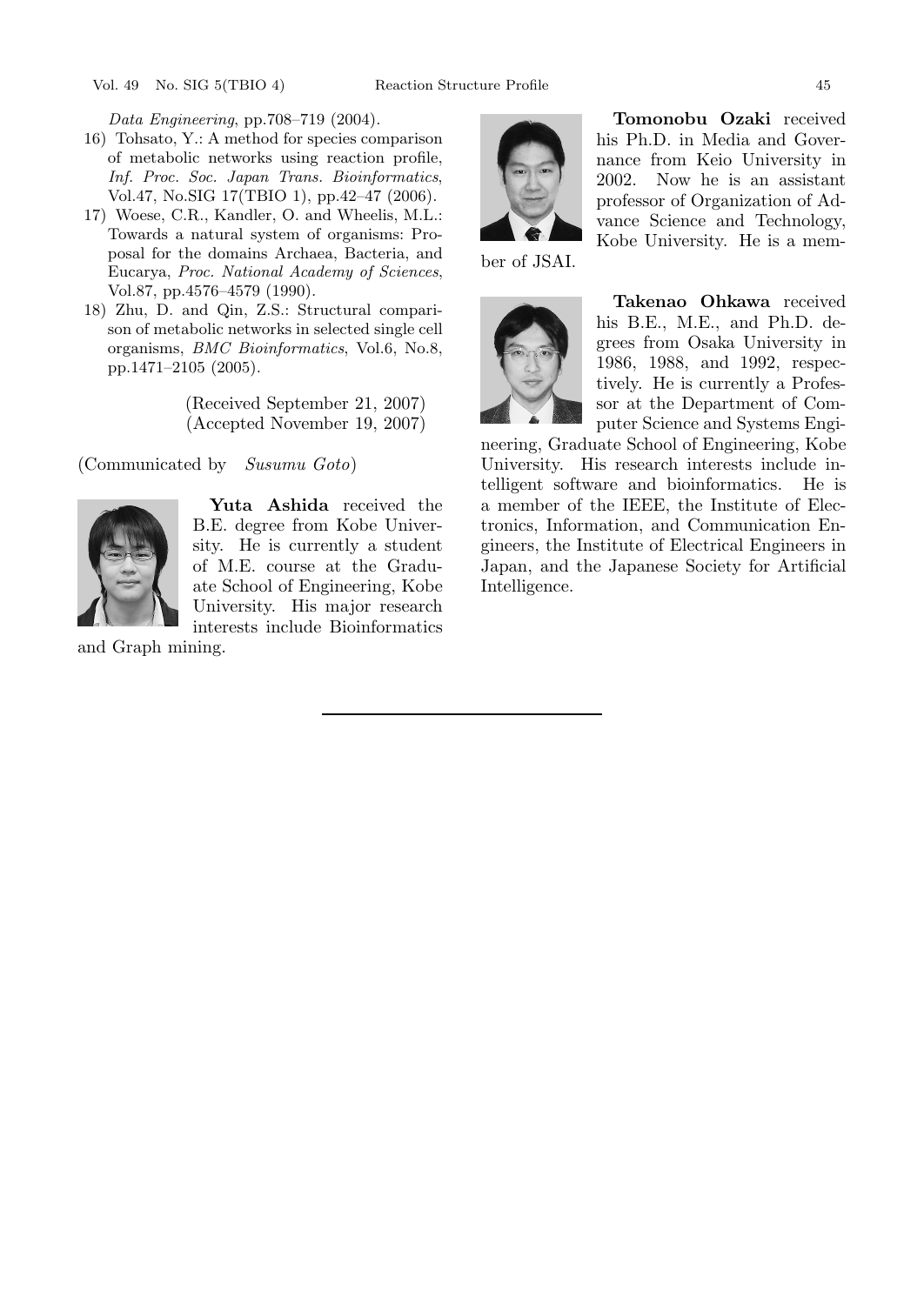*Data Engineering*, pp.708–719 (2004).

16) Tohsato, Y.: A method for species comparison of metabolic networks using reaction profile, *Inf. Proc. Soc. Japan Trans. Bioinformatics*, Vol.47, No.SIG 17(TBIO 1), pp.42–47 (2006).
17) Woese, C.R., Kandler, O. and Wheelis, M.L.: Towards a natural system of organisms: Proposal for the domains Archaea, Bacteria, and Eucarya, *Proc. National Academy of Sciences*, Vol.87, pp.4576–4579 (1990).
18) Zhu, D. and Qin, Z.S.: Structural comparison of metabolic networks in selected single cell organisms, *BMC Bioinformatics*, Vol.6, No.8, pp.1471–2105 (2005).

(Received September 21, 2007)
(Accepted November 19, 2007)

(Communicated by *Susumu Goto*)

**Yuta Ashida** received the B.E. degree from Kobe University. He is currently a student of M.E. course at the Graduate School of Engineering, Kobe University. His major research interests include Bioinformatics and Graph mining.

**Tomonobu Ozaki** received his Ph.D. in Media and Governance from Keio University in 2002. Now he is an assistant professor of Organization of Advance Science and Technology, Kobe University. He is a member of JSAI.

**Takenao Ohkawa** received his B.E., M.E., and Ph.D. degrees from Osaka University in 1986, 1988, and 1992, respectively. He is currently a Professor at the Department of Computer Science and Systems Engineering, Graduate School of Engineering, Kobe University. His research interests include intelligent software and bioinformatics. He is a member of the IEEE, the Institute of Electronics, Information, and Communication Engineers, the Institute of Electrical Engineers in Japan, and the Japanese Society for Artificial Intelligence.